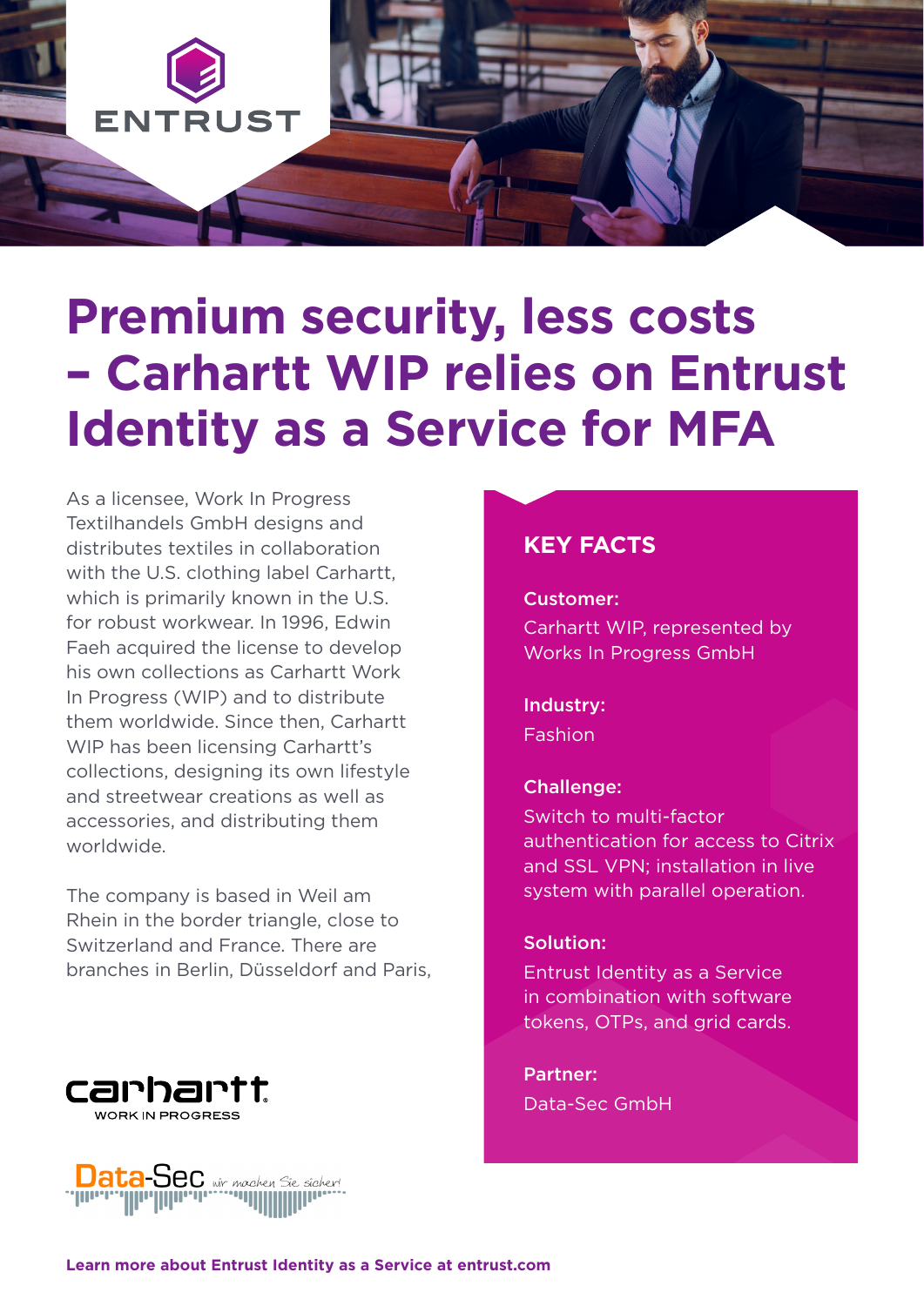# Premium security, less costs – Carhartt WIP relies on Entrust Identity as a Service for MFA

As a licensee, Work In Progress Textilhandels GmbH designs and distributes textiles in collaboration with the U.S. clothing label Carhartt, which is primarily known in the U.S. for robust workwear. In 1996, Edwin Faeh acquired the license to develop his own collections as Carhartt Work In Progress (WIP) and to distribute them worldwide. Since then, Carhartt WIP has been licensing Carhartt's collections, designing its own lifestyle and streetwear creations as well as accessories, and distributing them worldwide.

The company is based in Weil am Rhein in the border triangle, close to Switzerland and France. There are branches in Berlin, Düsseldorf and Paris,

## KEY FACTS

**Customer:**
Carhartt WIP, represented by Works In Progress GmbH

**Industry:**
Fashion

**Challenge:**
Switch to multi-factor authentication for access to Citrix and SSL VPN; installation in live system with parallel operation.

**Solution:**
Entrust Identity as a Service in combination with software tokens, OTPs, and grid cards.

**Partner:**
Data-Sec GmbH

**Learn more about Entrust Identity as a Service at entrust.com**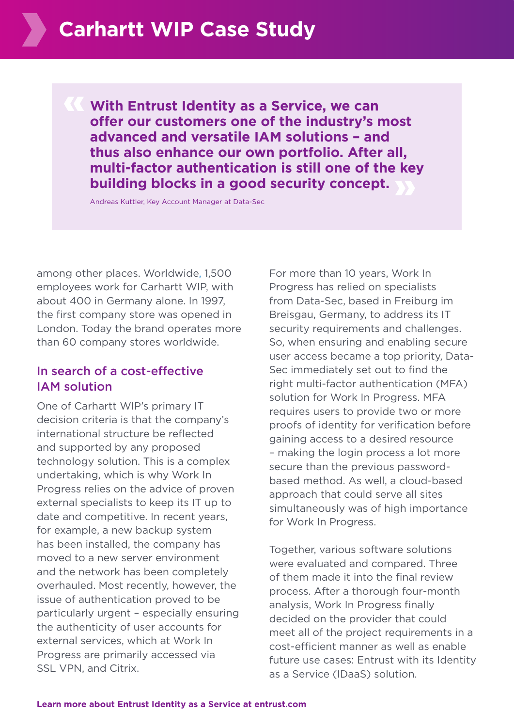# Carhartt WIP Case Study

> **With Entrust Identity as a Service, we can offer our customers one of the industry's most advanced and versatile IAM solutions – and thus also enhance our own portfolio. After all, multi-factor authentication is still one of the key building blocks in a good security concept.**
>
> Andreas Kuttler, Key Account Manager at Data-Sec

among other places. Worldwide, 1,500 employees work for Carhartt WIP, with about 400 in Germany alone. In 1997, the first company store was opened in London. Today the brand operates more than 60 company stores worldwide.

## In search of a cost-effective IAM solution

One of Carhartt WIP's primary IT decision criteria is that the company's international structure be reflected and supported by any proposed technology solution. This is a complex undertaking, which is why Work In Progress relies on the advice of proven external specialists to keep its IT up to date and competitive. In recent years, for example, a new backup system has been installed, the company has moved to a new server environment and the network has been completely overhauled. Most recently, however, the issue of authentication proved to be particularly urgent – especially ensuring the authenticity of user accounts for external services, which at Work In Progress are primarily accessed via SSL VPN, and Citrix.

For more than 10 years, Work In Progress has relied on specialists from Data-Sec, based in Freiburg im Breisgau, Germany, to address its IT security requirements and challenges. So, when ensuring and enabling secure user access became a top priority, Data-Sec immediately set out to find the right multi-factor authentication (MFA) solution for Work In Progress. MFA requires users to provide two or more proofs of identity for verification before gaining access to a desired resource – making the login process a lot more secure than the previous password-based method. As well, a cloud-based approach that could serve all sites simultaneously was of high importance for Work In Progress.

Together, various software solutions were evaluated and compared. Three of them made it into the final review process. After a thorough four-month analysis, Work In Progress finally decided on the provider that could meet all of the project requirements in a cost-efficient manner as well as enable future use cases: Entrust with its Identity as a Service (IDaaS) solution.

**Learn more about Entrust Identity as a Service at entrust.com**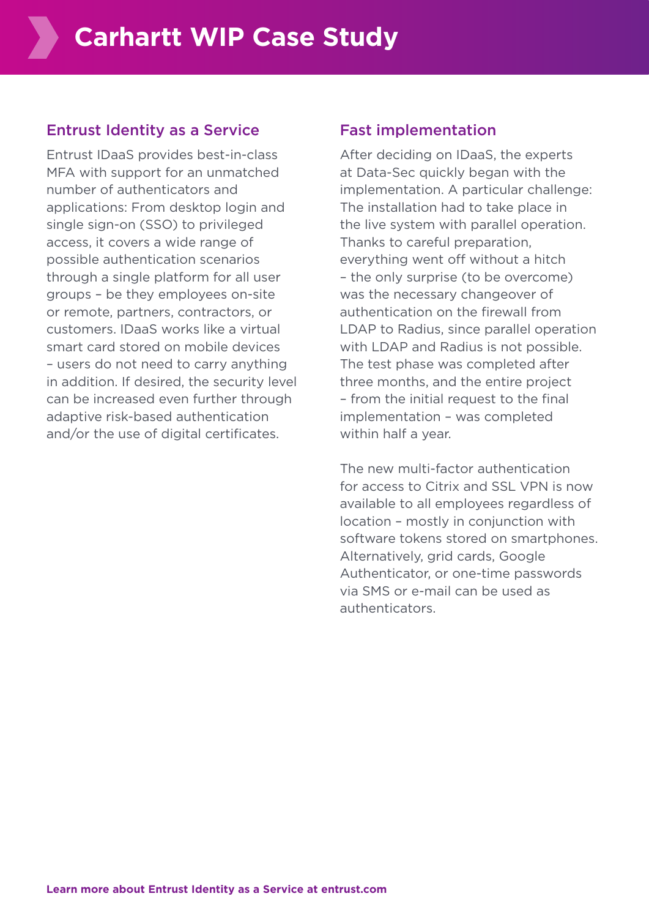# Carhartt WIP Case Study

## Entrust Identity as a Service

Entrust IDaaS provides best-in-class MFA with support for an unmatched number of authenticators and applications: From desktop login and single sign-on (SSO) to privileged access, it covers a wide range of possible authentication scenarios through a single platform for all user groups – be they employees on-site or remote, partners, contractors, or customers. IDaaS works like a virtual smart card stored on mobile devices – users do not need to carry anything in addition. If desired, the security level can be increased even further through adaptive risk-based authentication and/or the use of digital certificates.

## Fast implementation

After deciding on IDaaS, the experts at Data-Sec quickly began with the implementation. A particular challenge: The installation had to take place in the live system with parallel operation. Thanks to careful preparation, everything went off without a hitch – the only surprise (to be overcome) was the necessary changeover of authentication on the firewall from LDAP to Radius, since parallel operation with LDAP and Radius is not possible. The test phase was completed after three months, and the entire project – from the initial request to the final implementation – was completed within half a year.

The new multi-factor authentication for access to Citrix and SSL VPN is now available to all employees regardless of location – mostly in conjunction with software tokens stored on smartphones. Alternatively, grid cards, Google Authenticator, or one-time passwords via SMS or e-mail can be used as authenticators.

**Learn more about Entrust Identity as a Service at entrust.com**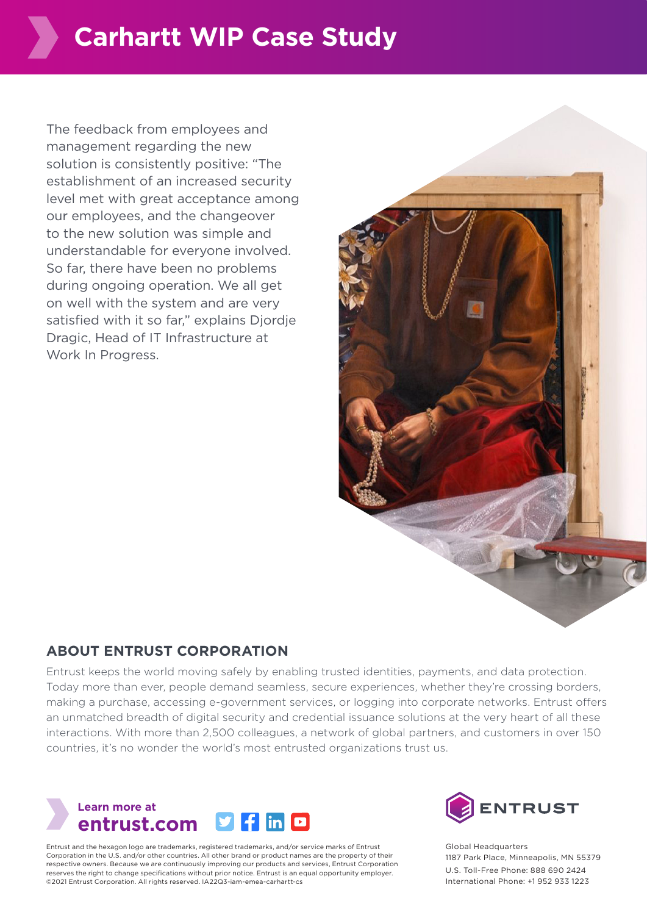# Carhartt WIP Case Study

The feedback from employees and management regarding the new solution is consistently positive: "The establishment of an increased security level met with great acceptance among our employees, and the changeover to the new solution was simple and understandable for everyone involved. So far, there have been no problems during ongoing operation. We all get on well with the system and are very satisfied with it so far," explains Djordje Dragic, Head of IT Infrastructure at Work In Progress.

## ABOUT ENTRUST CORPORATION

Entrust keeps the world moving safely by enabling trusted identities, payments, and data protection. Today more than ever, people demand seamless, secure experiences, whether they're crossing borders, making a purchase, accessing e-government services, or logging into corporate networks. Entrust offers an unmatched breadth of digital security and credential issuance solutions at the very heart of all these interactions. With more than 2,500 colleagues, a network of global partners, and customers in over 150 countries, it's no wonder the world's most entrusted organizations trust us.

Learn more at
**entrust.com**

Entrust and the hexagon logo are trademarks, registered trademarks, and/or service marks of Entrust Corporation in the U.S. and/or other countries. All other brand or product names are the property of their respective owners. Because we are continuously improving our products and services, Entrust Corporation reserves the right to change specifications without prior notice. Entrust is an equal opportunity employer. ©2021 Entrust Corporation. All rights reserved. IA22Q3-iam-emea-carhartt-cs

ENTRUST

Global Headquarters
1187 Park Place, Minneapolis, MN 55379
U.S. Toll-Free Phone: 888 690 2424
International Phone: +1 952 933 1223